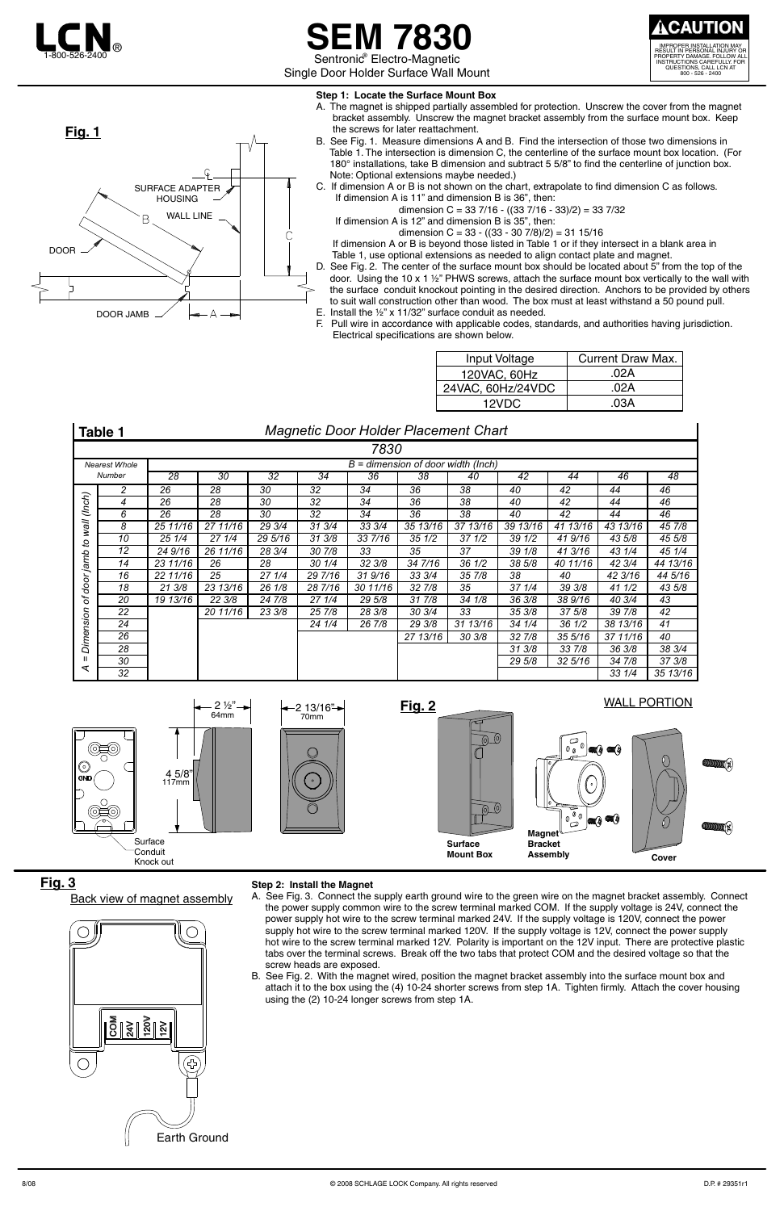# LCN®

1-800-526-2400

# SEM 7830

Sentronic® Electro-Magnetic
Single Door Holder Surface Wall Mount

**⚠CAUTION**

IMPROPER INSTALLATION MAY RESULT IN PERSONAL INJURY OR PROPERTY DAMAGE. FOLLOW ALL INSTRUCTIONS CAREFULLY. FOR QUESTIONS, CALL LCN AT 800 - 526 - 2400

**Fig. 1**

SURFACE ADAPTER HOUSING
WALL LINE
DOOR
DOOR JAMB

**Step 1: Locate the Surface Mount Box**

A. The magnet is shipped partially assembled for protection. Unscrew the cover from the magnet bracket assembly. Unscrew the magnet bracket assembly from the surface mount box. Keep the screws for later reattachment.

B. See Fig. 1. Measure dimensions A and B. Find the intersection of those two dimensions in Table 1. The intersection is dimension C, the centerline of the surface mount box location. (For 180° installations, take B dimension and subtract 5 5/8" to find the centerline of junction box. Note: Optional extensions maybe needed.)

C. If dimension A or B is not shown on the chart, extrapolate to find dimension C as follows.
If dimension A is 11" and dimension B is 36", then:
dimension C = 33 7/16 - ((33 7/16 - 33)/2) = 33 7/32
If dimension A is 12" and dimension B is 35", then:
dimension C = 33 - ((33 - 30 7/8)/2) = 31 15/16
If dimension A or B is beyond those listed in Table 1 or if they intersect in a blank area in Table 1, use optional extensions as needed to align contact plate and magnet.

D. See Fig. 2. The center of the surface mount box should be located about 5" from the top of the door. Using the 10 x 1 ½" PHWS screws, attach the surface mount box vertically to the wall with the surface conduit knockout pointing in the desired direction. Anchors to be provided by others to suit wall construction other than wood. The box must at least withstand a 50 pound pull.

E. Install the ½" x 11/32" surface conduit as needed.

F. Pull wire in accordance with applicable codes, standards, and authorities having jurisdiction. Electrical specifications are shown below.

| Input Voltage | Current Draw Max. |
|---|---|
| 120VAC, 60Hz | .02A |
| 24VAC, 60Hz/24VDC | .02A |
| 12VDC | .03A |

**Table 1** *Magnetic Door Holder Placement Chart*

*7830*

| A = Dimension of door jamb to wall (Inch), Nearest Whole Number | B = dimension of door width (Inch) | | | | | | | | | | |
|---|---|---|---|---|---|---|---|---|---|---|---|
| | 28 | 30 | 32 | 34 | 36 | 38 | 40 | 42 | 44 | 46 | 48 |
| 2 | 26 | 28 | 30 | 32 | 34 | 36 | 38 | 40 | 42 | 44 | 46 |
| 4 | 26 | 28 | 30 | 32 | 34 | 36 | 38 | 40 | 42 | 44 | 46 |
| 6 | 26 | 28 | 30 | 32 | 34 | 36 | 38 | 40 | 42 | 44 | 46 |
| 8 | 25 11/16 | 27 11/16 | 29 3/4 | 31 3/4 | 33 3/4 | 35 13/16 | 37 13/16 | 39 13/16 | 41 13/16 | 43 13/16 | 45 7/8 |
| 10 | 25 1/4 | 27 1/4 | 29 5/16 | 31 3/8 | 33 7/16 | 35 1/2 | 37 1/2 | 39 1/2 | 41 9/16 | 43 5/8 | 45 5/8 |
| 12 | 24 9/16 | 26 11/16 | 28 3/4 | 30 7/8 | 33 | 35 | 37 | 39 1/8 | 41 3/16 | 43 1/4 | 45 1/4 |
| 14 | 23 11/16 | 26 | 28 | 30 1/4 | 32 3/8 | 34 7/16 | 36 1/2 | 38 5/8 | 40 11/16 | 42 3/4 | 44 13/16 |
| 16 | 22 11/16 | 25 | 27 1/4 | 29 7/16 | 31 9/16 | 33 3/4 | 35 7/8 | 38 | 40 | 42 3/16 | 44 5/16 |
| 18 | 21 3/8 | 23 13/16 | 26 1/8 | 28 7/16 | 30 11/16 | 32 7/8 | 35 | 37 1/4 | 39 3/8 | 41 1/2 | 43 5/8 |
| 20 | 19 13/16 | 22 3/8 | 24 7/8 | 27 1/4 | 29 5/8 | 31 7/8 | 34 1/8 | 36 3/8 | 38 9/16 | 40 3/4 | 43 |
| 22 | | 20 11/16 | 23 3/8 | 25 7/8 | 28 3/8 | 30 3/4 | 33 | 35 3/8 | 37 5/8 | 39 7/8 | 42 |
| 24 | | | | 24 1/4 | 26 7/8 | 29 3/8 | 31 13/16 | 34 1/4 | 36 1/2 | 38 13/16 | 41 |
| 26 | | | | | | 27 13/16 | 30 3/8 | 32 7/8 | 35 5/16 | 37 11/16 | 40 |
| 28 | | | | | | | | 31 3/8 | 33 7/8 | 36 3/8 | 38 3/4 |
| 30 | | | | | | | | 29 5/8 | 32 5/16 | 34 7/8 | 37 3/8 |
| 32 | | | | | | | | | | 33 1/4 | 35 13/16 |

2 ½" (64mm) &nbsp; 4 5/8" (117mm) &nbsp; 2 13/16" (70mm)

Surface Conduit Knock out

**Fig. 2** &nbsp; WALL PORTION

Surface Mount Box &nbsp; Magnet Bracket Assembly &nbsp; Cover

**Fig. 3**

Back view of magnet assembly

COM 24V 120V 12V

Earth Ground

**Step 2: Install the Magnet**

A. See Fig. 3. Connect the supply earth ground wire to the green wire on the magnet bracket assembly. Connect the power supply common wire to the screw terminal marked COM. If the supply voltage is 24V, connect the power supply hot wire to the screw terminal marked 24V. If the supply voltage is 120V, connect the power supply hot wire to the screw terminal marked 120V. If the supply voltage is 12V, connect the power supply hot wire to the screw terminal marked 12V. Polarity is important on the 12V input. There are protective plastic tabs over the terminal screws. Break off the two tabs that protect COM and the desired voltage so that the screw heads are exposed.

B. See Fig. 2. With the magnet wired, position the magnet bracket assembly into the surface mount box and attach it to the box using the (4) 10-24 shorter screws from step 1A. Tighten firmly. Attach the cover housing using the (2) 10-24 longer screws from step 1A.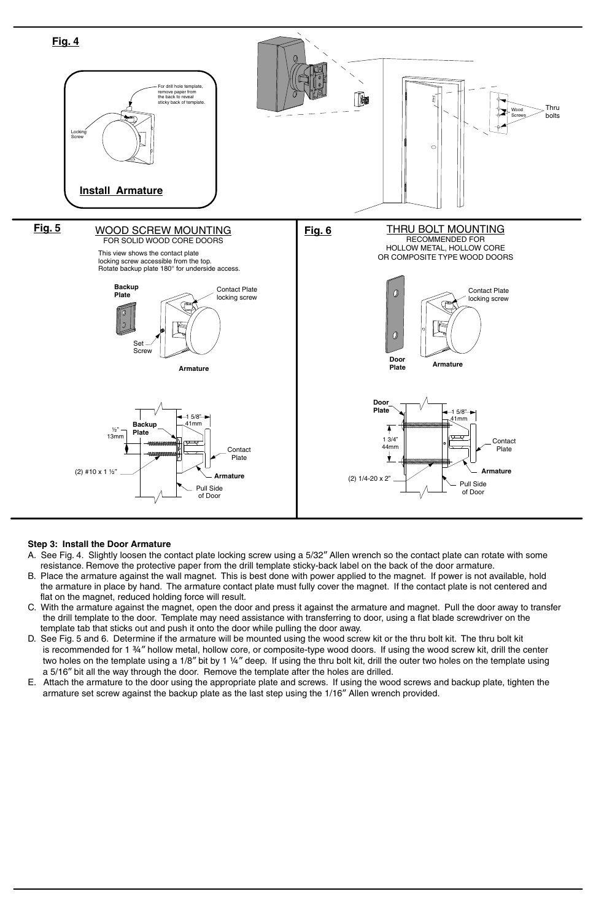**Fig. 4**

For drill hole template, remove paper from the back to reveal sticky back of template.

Locking Screw

**Install Armature**

Wood Screws

Thru bolts

**Fig. 5**

WOOD SCREW MOUNTING
FOR SOLID WOOD CORE DOORS

This view shows the contact plate locking screw accessible from the top.
Rotate backup plate 180° for underside access.

**Backup Plate**

Contact Plate locking screw

Set Screw

**Armature**

½" 13mm

**Backup Plate**

1 5/8" 41mm

Contact Plate

(2) #10 x 1 ½"

**Armature**

Pull Side of Door

**Fig. 6**

THRU BOLT MOUNTING
RECOMMENDED FOR
HOLLOW METAL, HOLLOW CORE
OR COMPOSITE TYPE WOOD DOORS

Contact Plate locking screw

**Door Plate**

**Armature**

**Door Plate**

1 3/4" 44mm

1 5/8" 41mm

Contact Plate

(2) 1/4-20 x 2"

**Armature**

Pull Side of Door

**Step 3: Install the Door Armature**

A. See Fig. 4. Slightly loosen the contact plate locking screw using a 5/32″ Allen wrench so the contact plate can rotate with some resistance. Remove the protective paper from the drill template sticky-back label on the back of the door armature.

B. Place the armature against the wall magnet. This is best done with power applied to the magnet. If power is not available, hold the armature in place by hand. The armature contact plate must fully cover the magnet. If the contact plate is not centered and flat on the magnet, reduced holding force will result.

C. With the armature against the magnet, open the door and press it against the armature and magnet. Pull the door away to transfer the drill template to the door. Template may need assistance with transferring to door, using a flat blade screwdriver on the template tab that sticks out and push it onto the door while pulling the door away.

D. See Fig. 5 and 6. Determine if the armature will be mounted using the wood screw kit or the thru bolt kit. The thru bolt kit is recommended for 1 ¾″ hollow metal, hollow core, or composite-type wood doors. If using the wood screw kit, drill the center two holes on the template using a 1/8″ bit by 1 ¼″ deep. If using the thru bolt kit, drill the outer two holes on the template using a 5/16″ bit all the way through the door. Remove the template after the holes are drilled.

E. Attach the armature to the door using the appropriate plate and screws. If using the wood screws and backup plate, tighten the armature set screw against the backup plate as the last step using the 1/16″ Allen wrench provided.